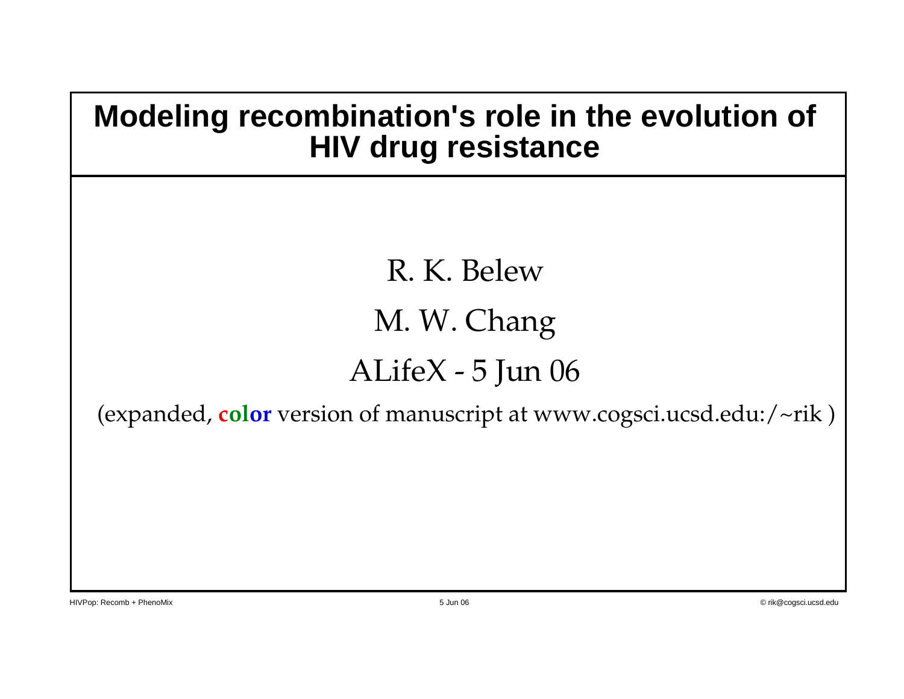# Modeling recombination's role in the evolution of HIV drug resistance

R. K. Belew

M. W. Chang

ALifeX - 5 Jun 06

(expanded, **color** version of manuscript at www.cogsci.ucsd.edu:/~rik )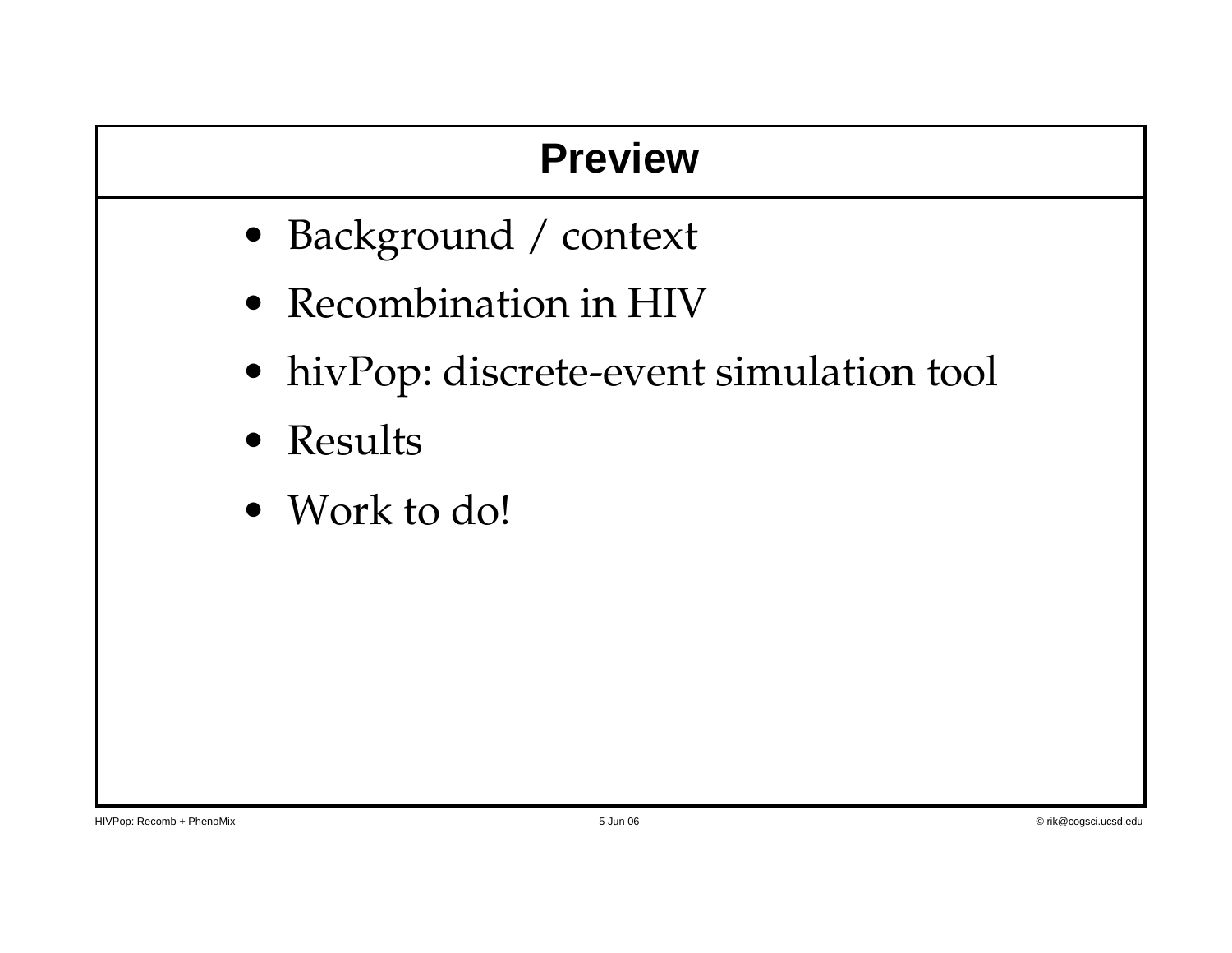# Preview

- Background / context
- Recombination in HIV
- hivPop: discrete-event simulation tool
- Results
- Work to do!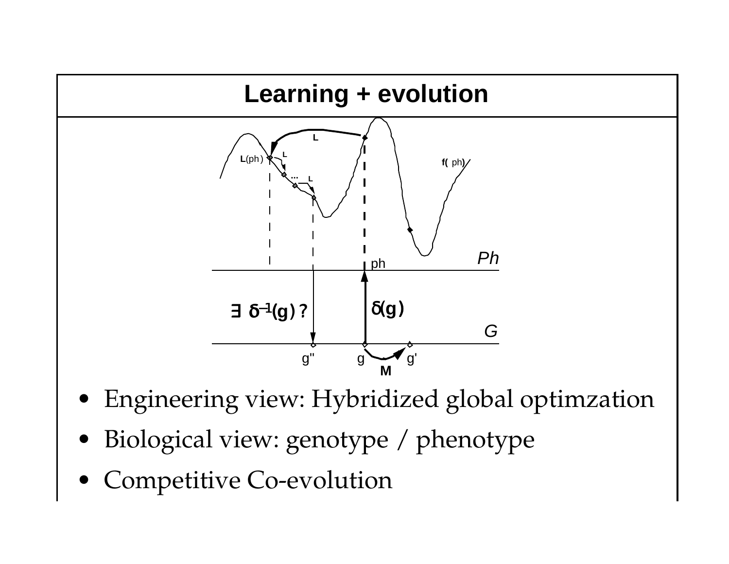# Learning + evolution

- Engineering view: Hybridized global optimzation
- Biological view: genotype / phenotype
- Competitive Co-evolution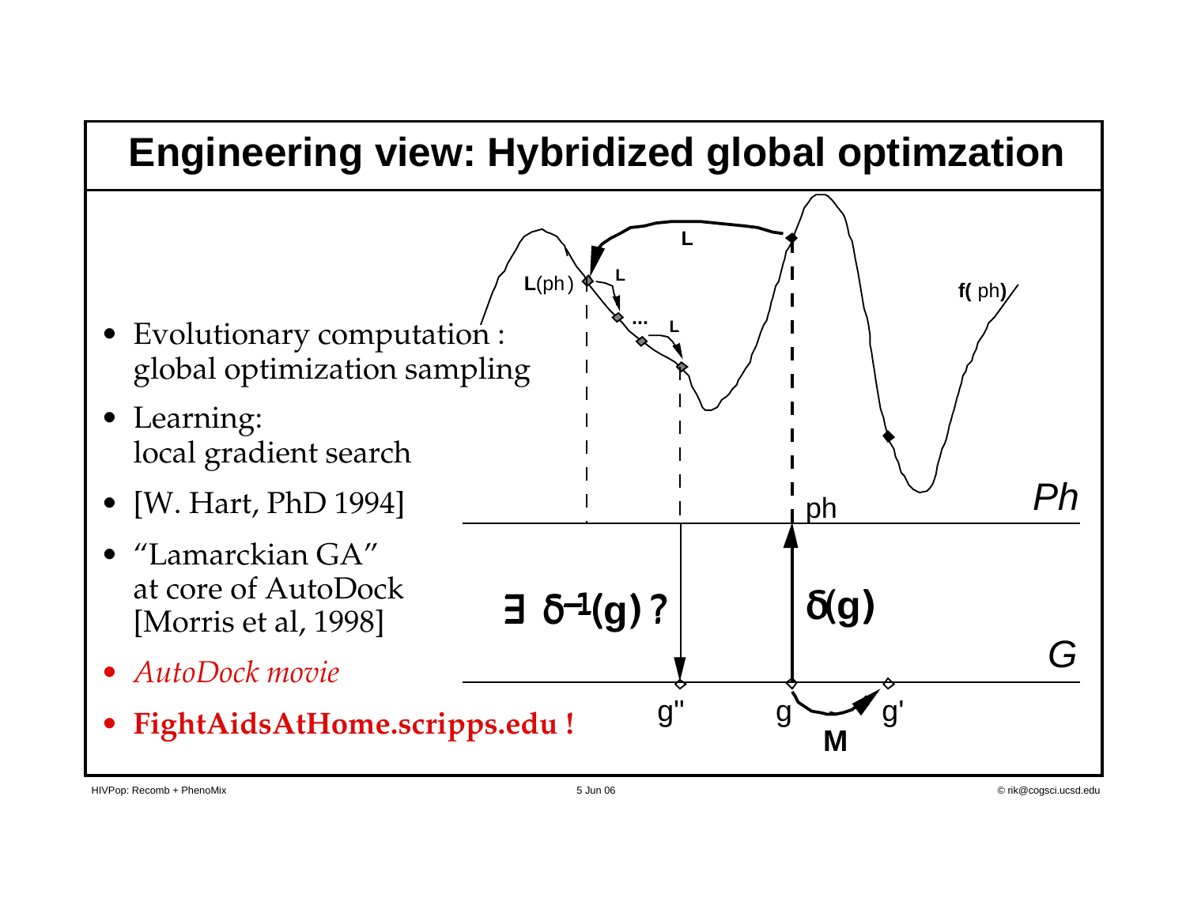# Engineering view: Hybridized global optimzation

- Evolutionary computation : global optimization sampling
- Learning: local gradient search
- [W. Hart, PhD 1994]
- "Lamarckian GA" at core of AutoDock [Morris et al, 1998]
- *AutoDock movie*
- **FightAidsAtHome.scripps.edu !**

L

L(ph)

L

...

L

f( ph)

Ph

ph

$\exists\ \delta^{-1}(g)$ ?

$\delta(g)$

G

g"

g

g'

M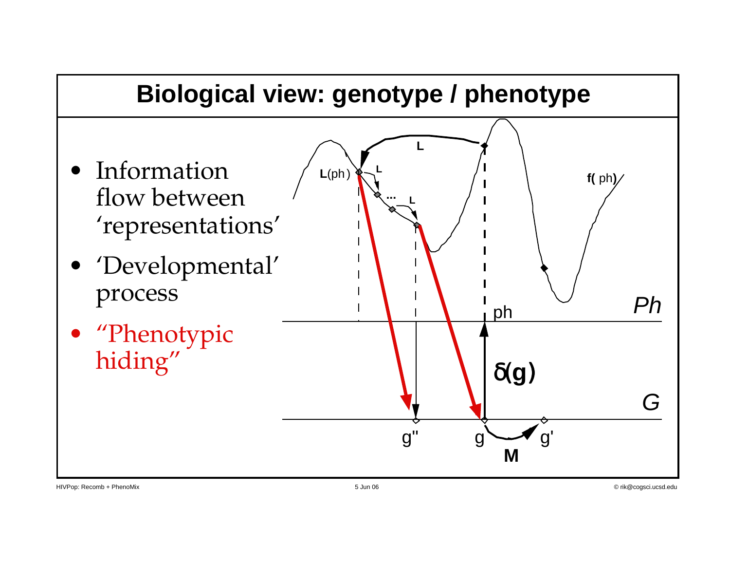# Biological view: genotype / phenotype

- Information flow between 'representations'
- 'Developmental' process
- "Phenotypic hiding"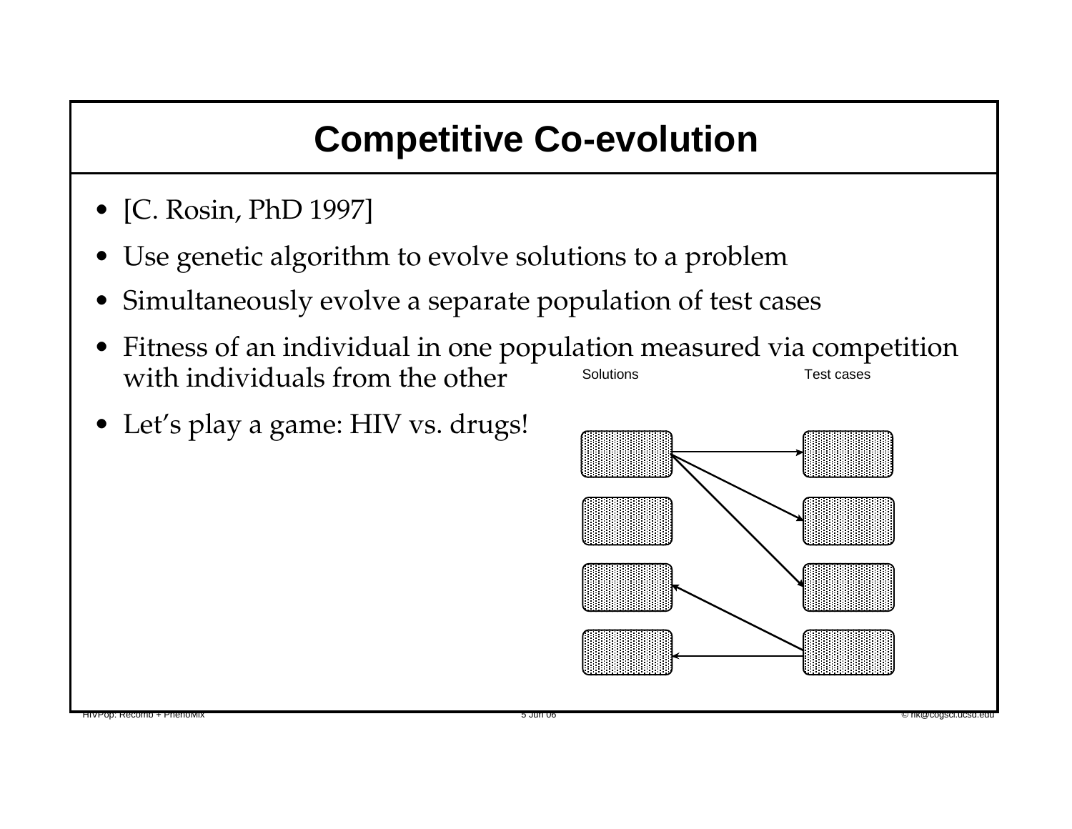# Competitive Co-evolution

- [C. Rosin, PhD 1997]
- Use genetic algorithm to evolve solutions to a problem
- Simultaneously evolve a separate population of test cases
- Fitness of an individual in one population measured via competition with individuals from the other
- Let's play a game: HIV vs. drugs!

Solutions

Test cases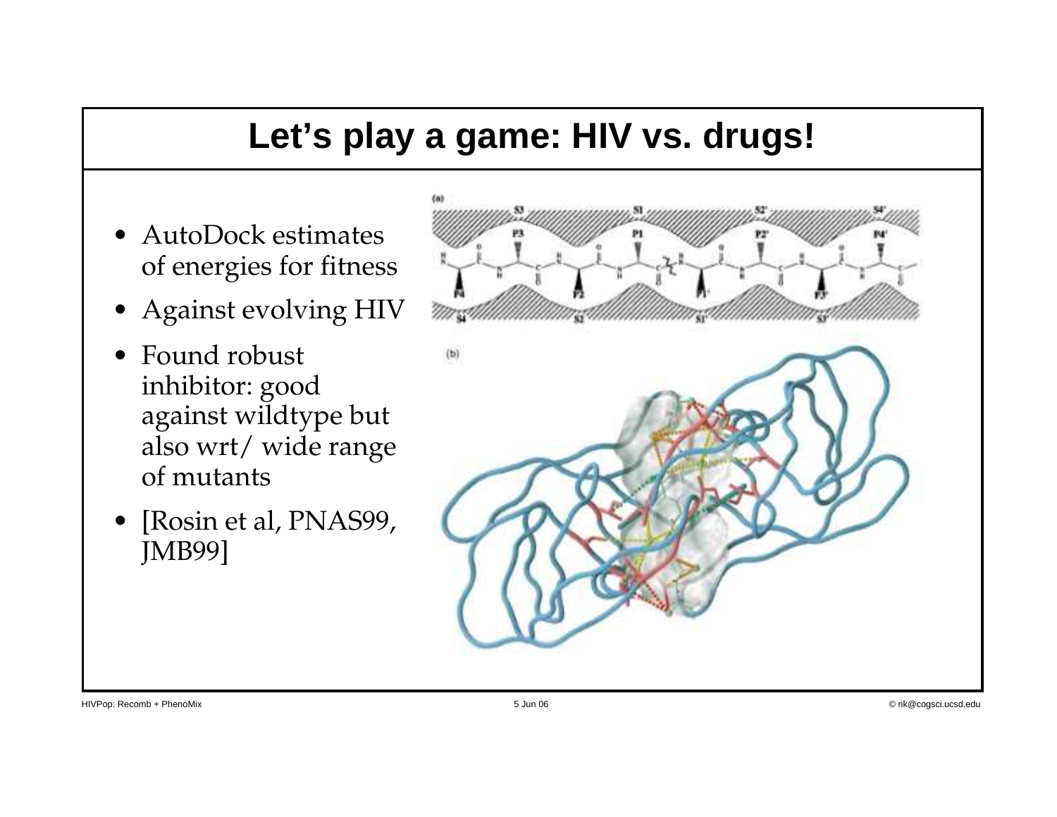# Let's play a game: HIV vs. drugs!

- AutoDock estimates of energies for fitness
- Against evolving HIV
- Found robust inhibitor: good against wildtype but also wrt/ wide range of mutants
- [Rosin et al, PNAS99, JMB99]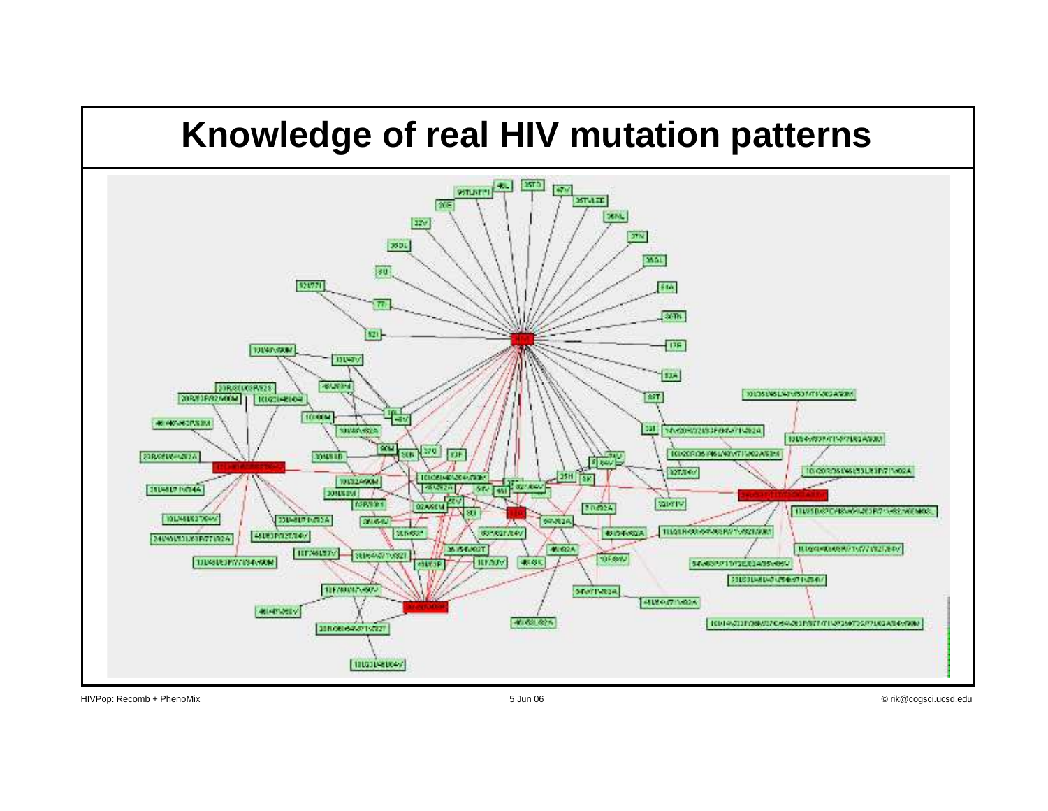# Knowledge of real HIV mutation patterns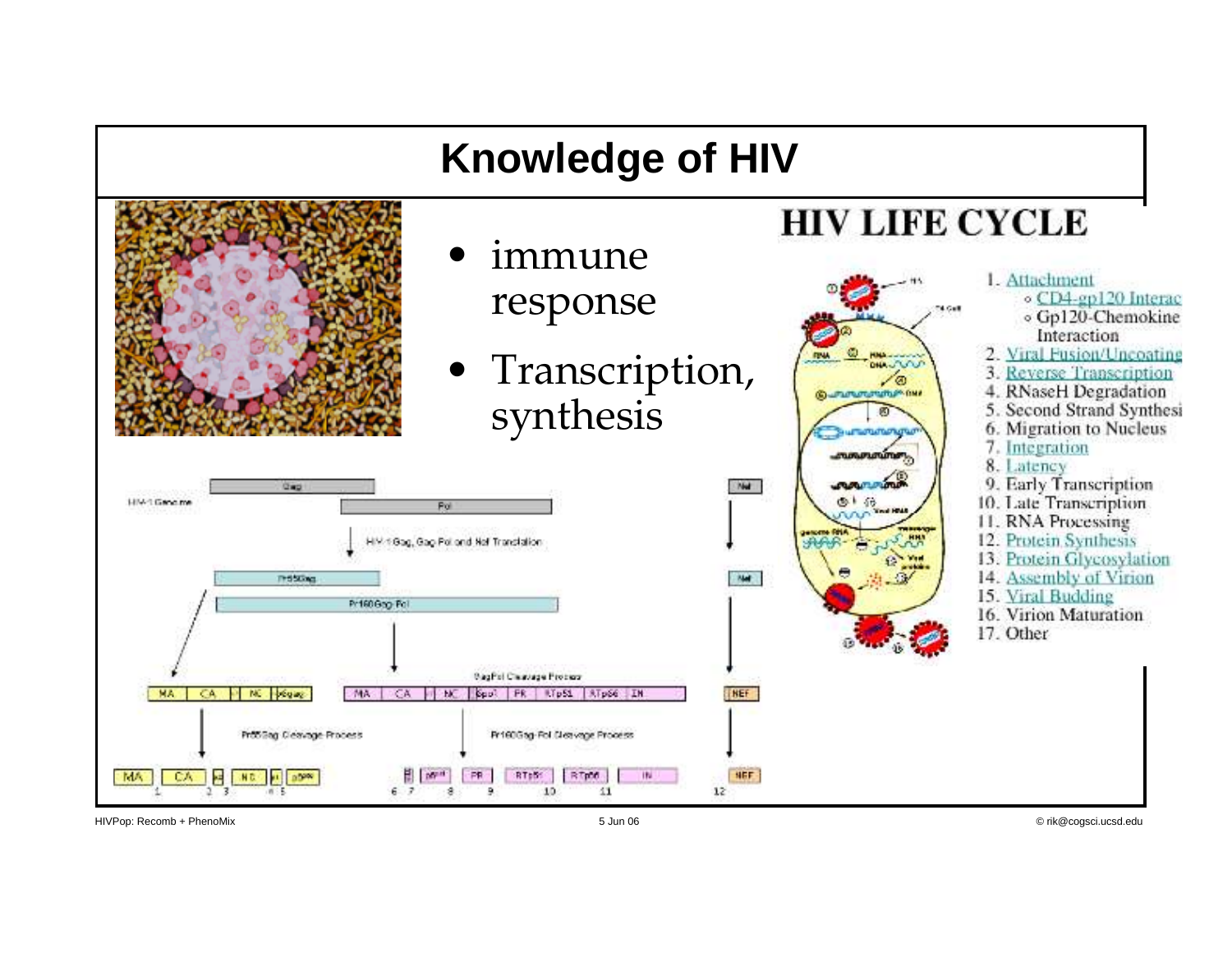# Knowledge of HIV

- immune response
- Transcription, synthesis

## HIV LIFE CYCLE

1. Attachment
   - CD4-gp120 Interac
   - Gp120-Chemokine Interaction
2. Viral Fusion/Uncoating
3. Reverse Transcription
4. RNaseH Degradation
5. Second Strand Synthesi
6. Migration to Nucleus
7. Integration
8. Latency
9. Early Transcription
10. Late Transcription
11. RNA Processing
12. Protein Synthesis
13. Protein Glycosylation
14. Assembly of Virion
15. Viral Budding
16. Virion Maturation
17. Other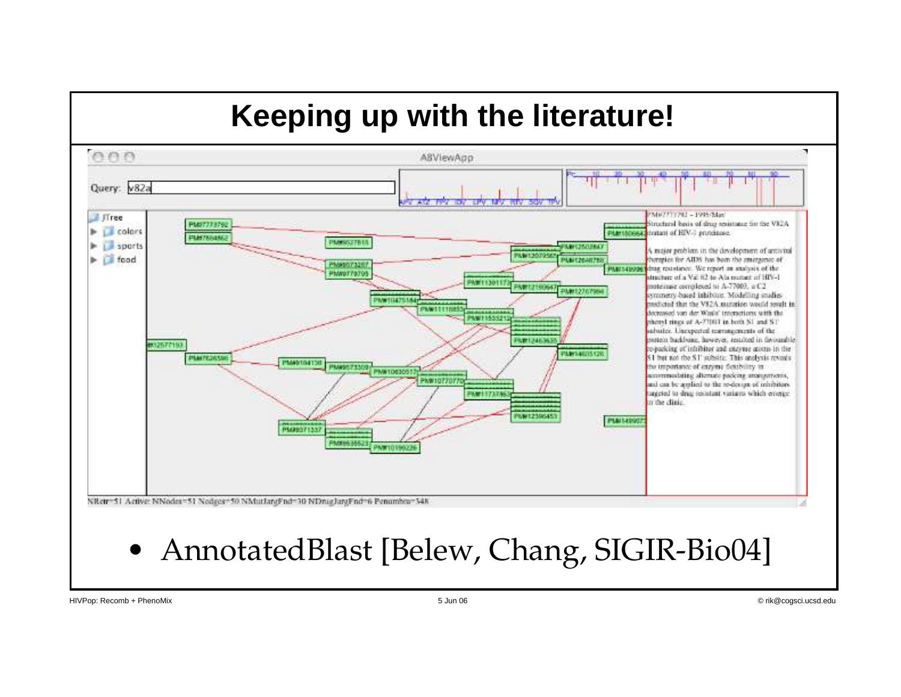# Keeping up with the literature!

- AnnotatedBlast [Belew, Chang, SIGIR-Bio04]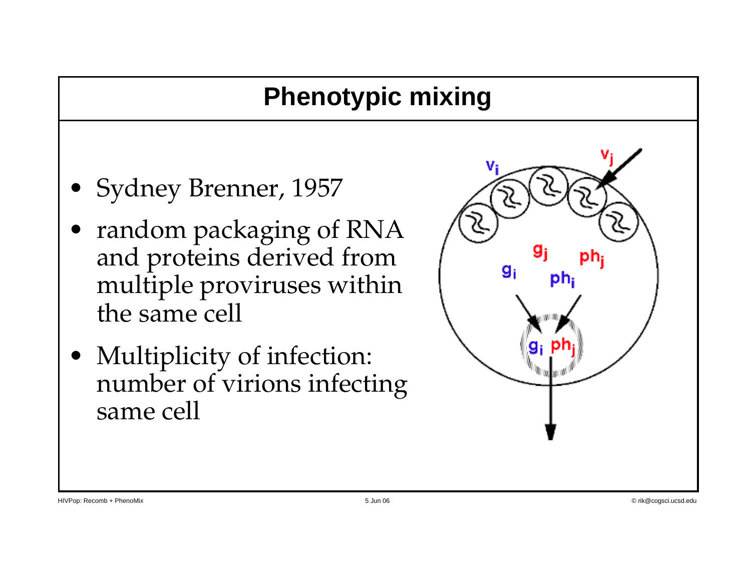# Phenotypic mixing

- Sydney Brenner, 1957
- random packaging of RNA and proteins derived from multiple proviruses within the same cell
- Multiplicity of infection: number of virions infecting same cell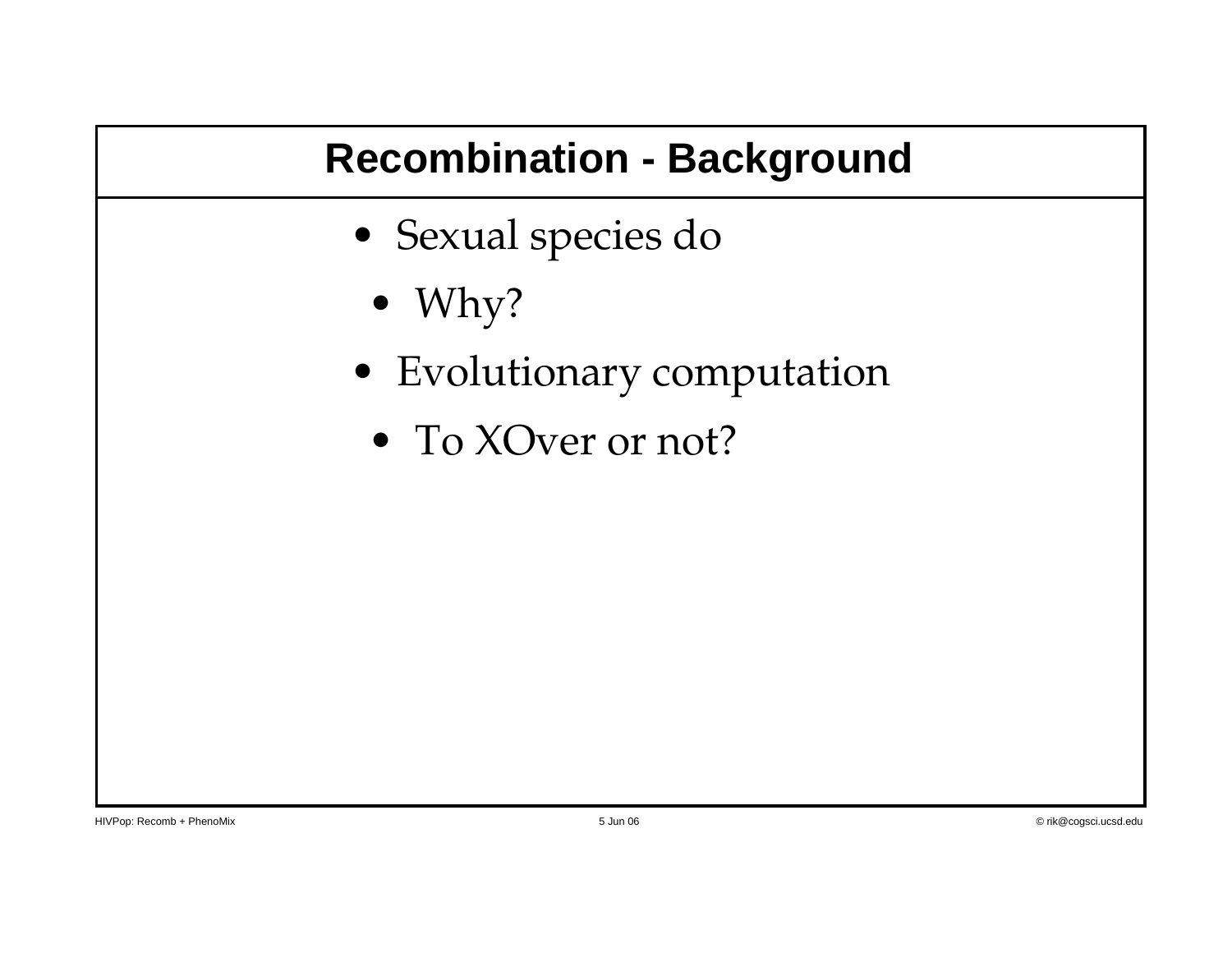# Recombination - Background

- Sexual species do
  - Why?
- Evolutionary computation
  - To XOver or not?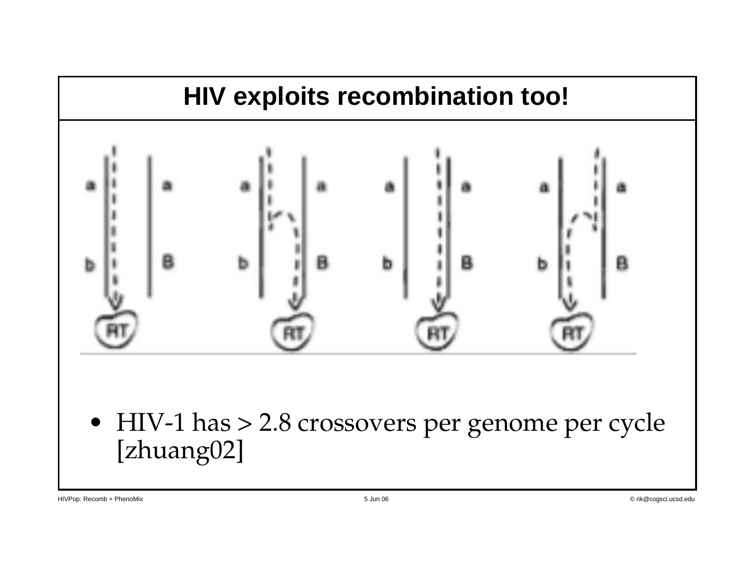# HIV exploits recombination too!

- HIV-1 has > 2.8 crossovers per genome per cycle [zhuang02]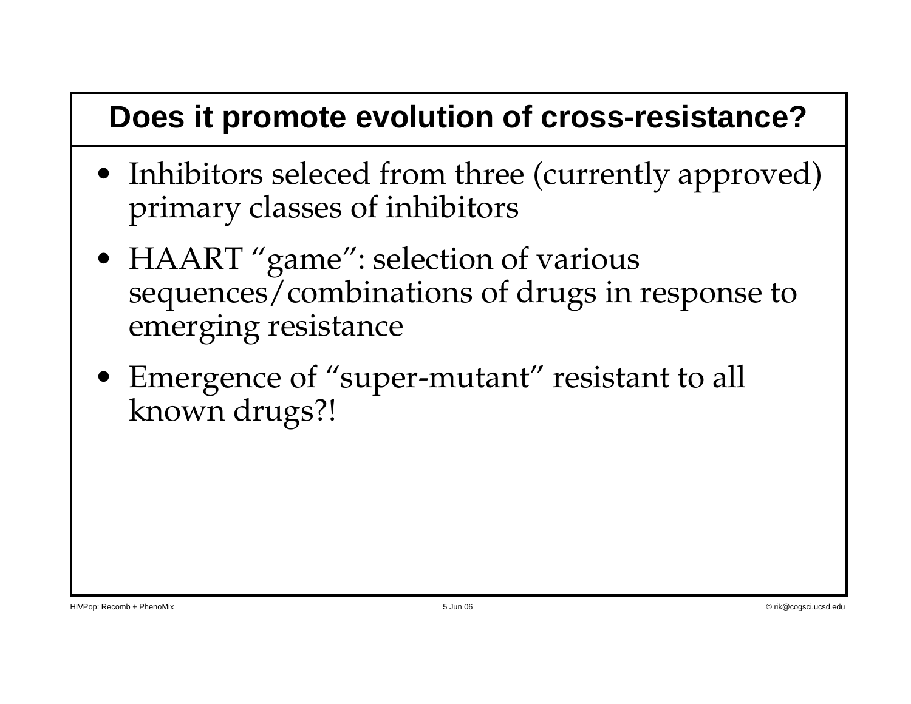# Does it promote evolution of cross-resistance?

- Inhibitors seleced from three (currently approved) primary classes of inhibitors
- HAART "game": selection of various sequences/combinations of drugs in response to emerging resistance
- Emergence of "super-mutant" resistant to all known drugs?!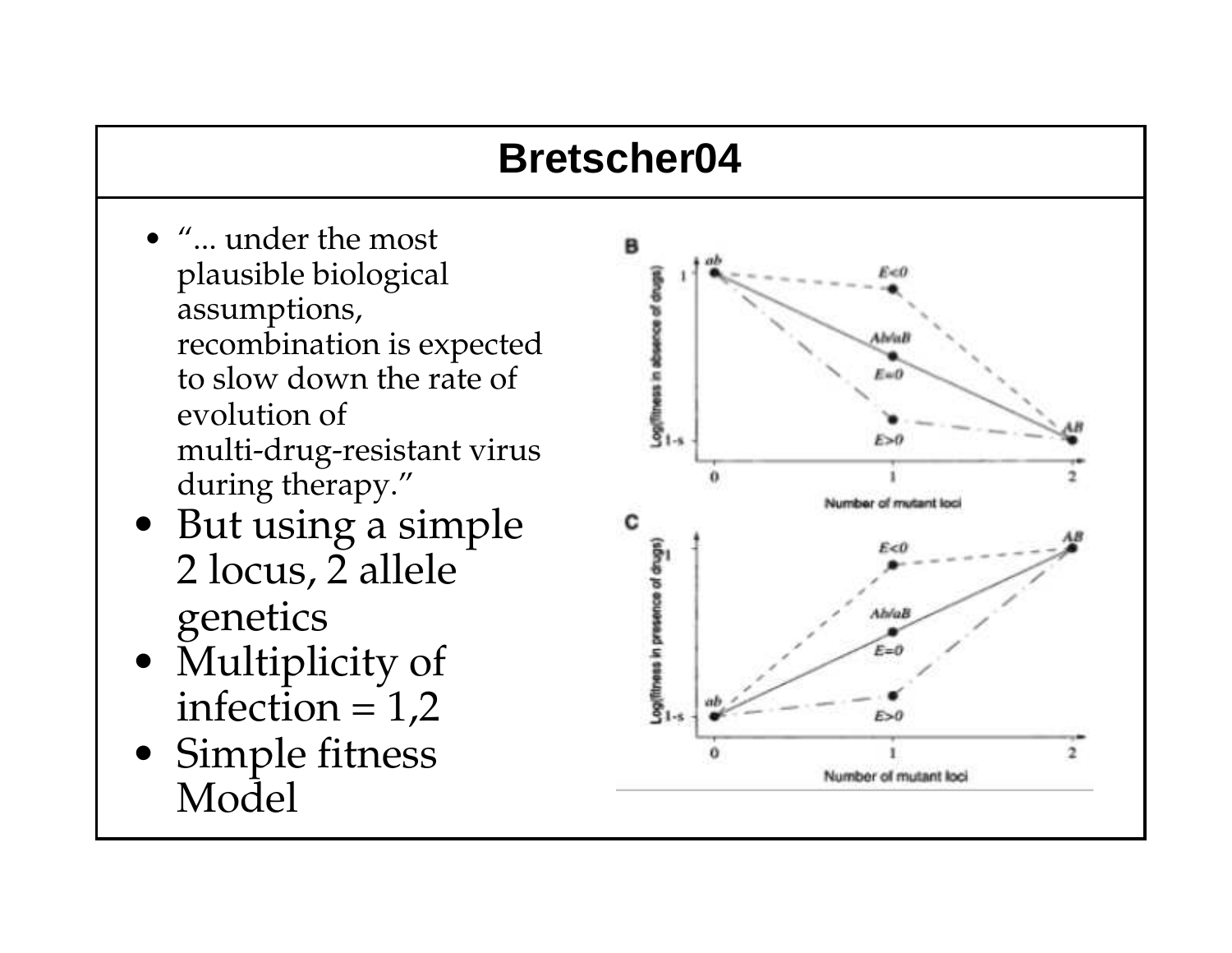# Bretscher04

- "... under the most plausible biological assumptions, recombination is expected to slow down the rate of evolution of multi-drug-resistant virus during therapy."
- But using a simple 2 locus, 2 allele genetics
- Multiplicity of infection = 1,2
- Simple fitness Model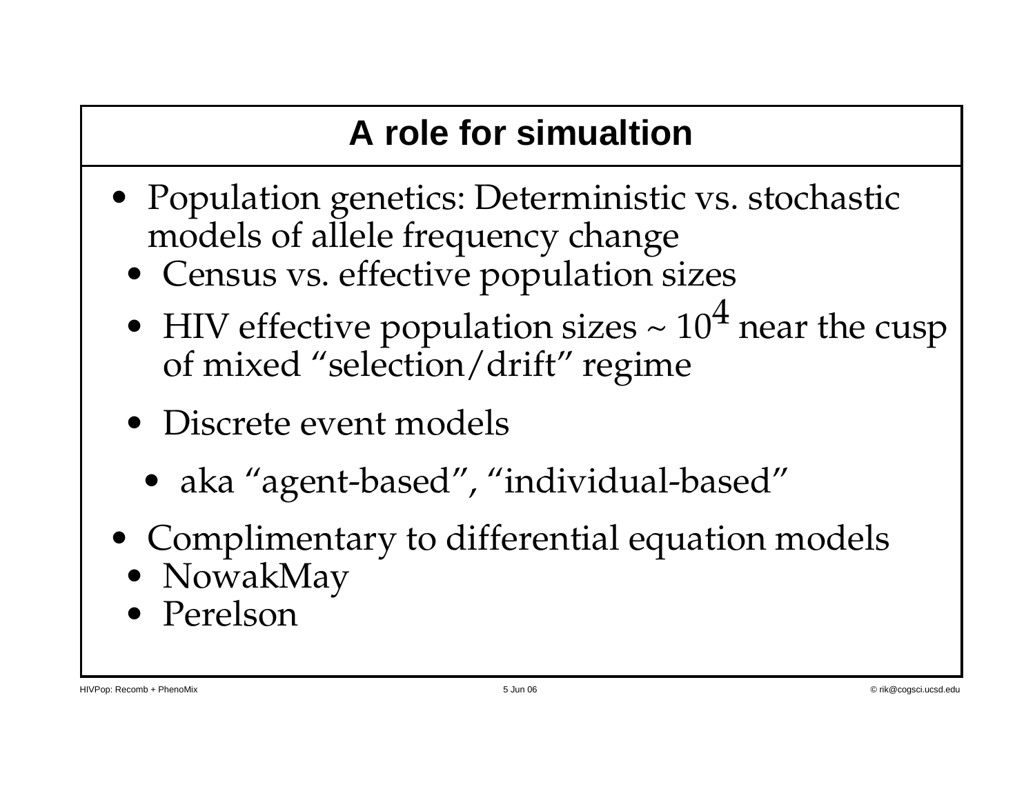# A role for simualtion

- Population genetics: Deterministic vs. stochastic models of allele frequency change
  - Census vs. effective population sizes
  - HIV effective population sizes ~ $10^4$ near the cusp of mixed "selection/drift" regime
  - Discrete event models
    - aka "agent-based", "individual-based"
- Complimentary to differential equation models
  - NowakMay
  - Perelson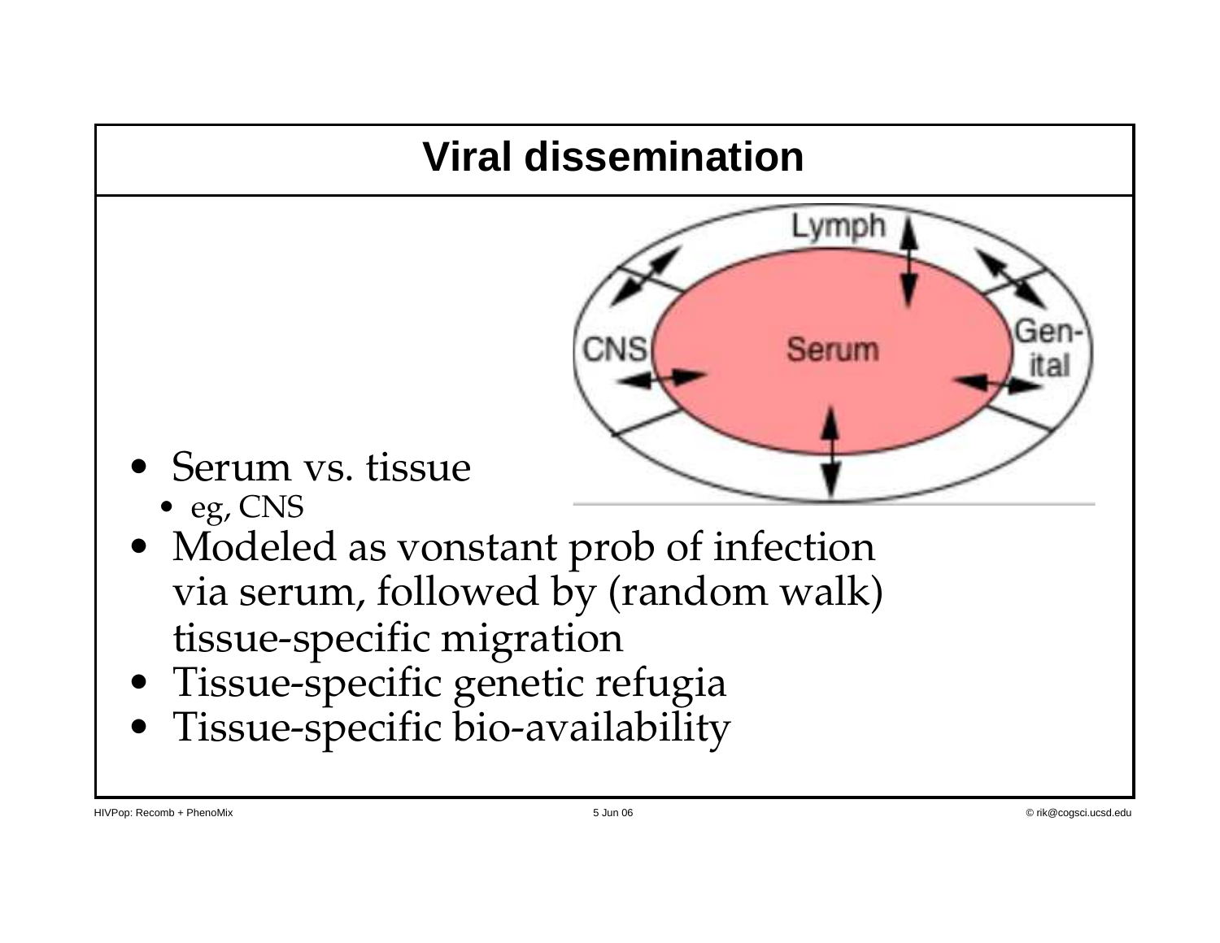# Viral dissemination

- Serum vs. tissue
  - eg, CNS
- Modeled as vonstant prob of infection via serum, followed by (random walk) tissue-specific migration
- Tissue-specific genetic refugia
- Tissue-specific bio-availability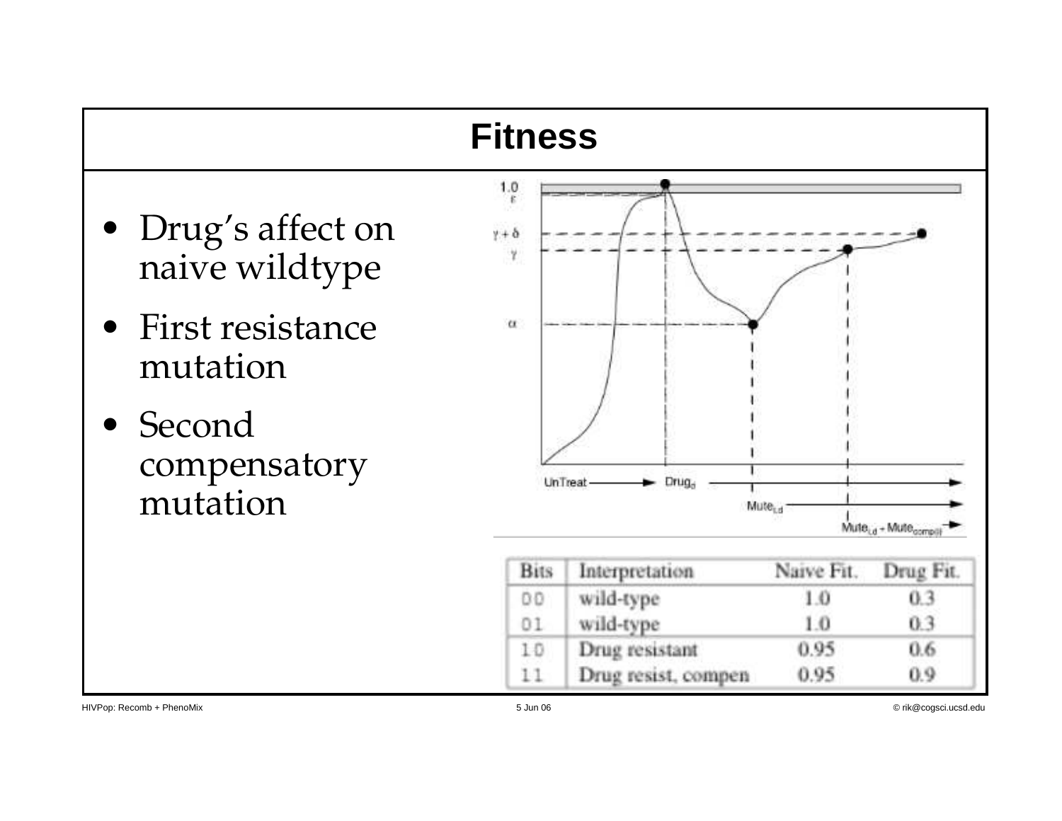# Fitness

- Drug's affect on naive wildtype
- First resistance mutation
- Second compensatory mutation

| Bits | Interpretation | Naive Fit. | Drug Fit. |
|---|---|---|---|
| 00 | wild-type | 1.0 | 0.3 |
| 01 | wild-type | 1.0 | 0.3 |
| 10 | Drug resistant | 0.95 | 0.6 |
| 11 | Drug resist, compen | 0.95 | 0.9 |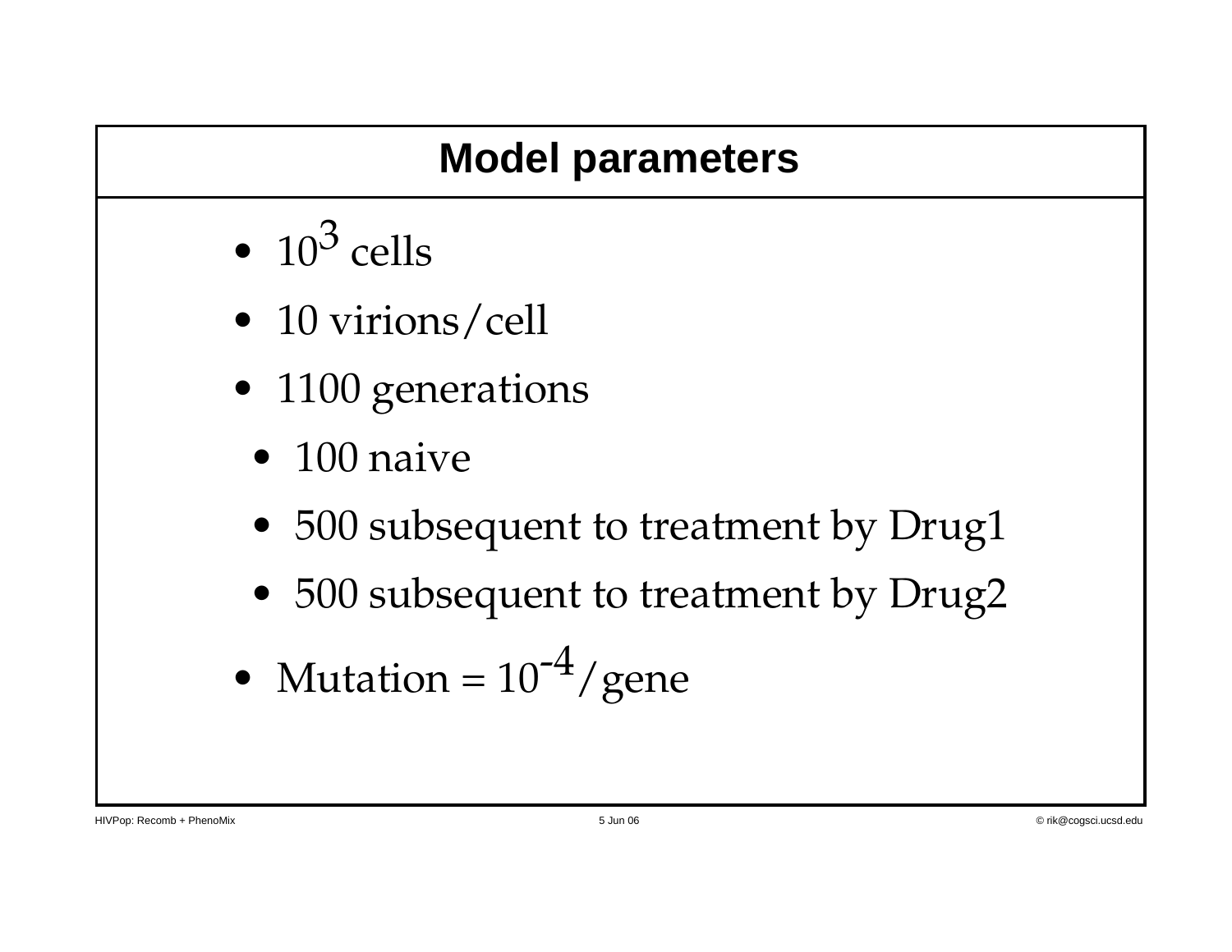# Model parameters

- $10^3$ cells
- 10 virions/cell
- 1100 generations
  - 100 naive
  - 500 subsequent to treatment by Drug1
  - 500 subsequent to treatment by Drug2
- Mutation = $10^{-4}$/gene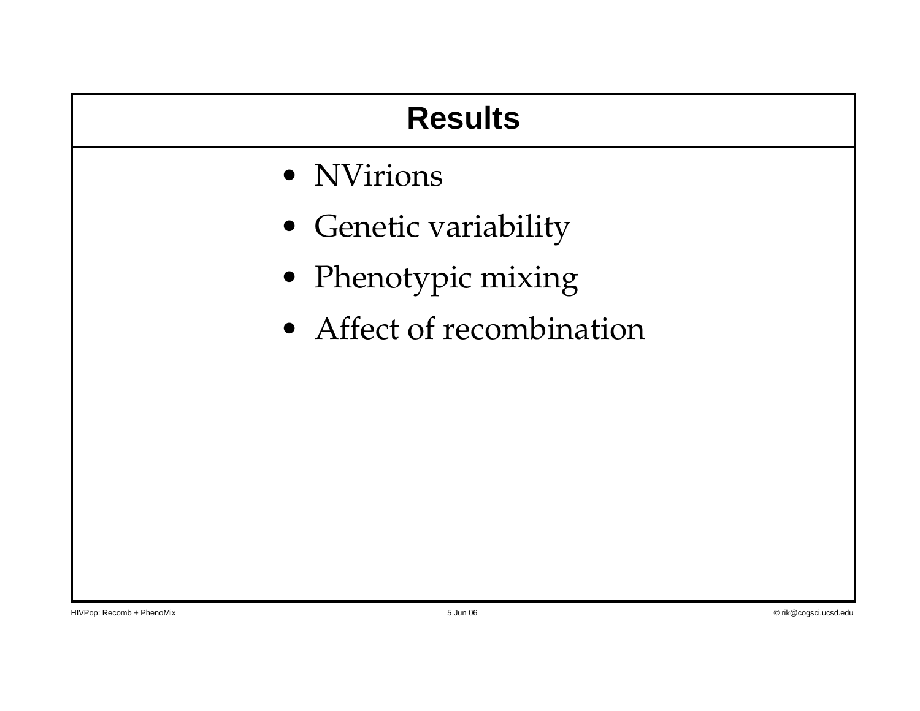# Results

- NVirions
- Genetic variability
- Phenotypic mixing
- Affect of recombination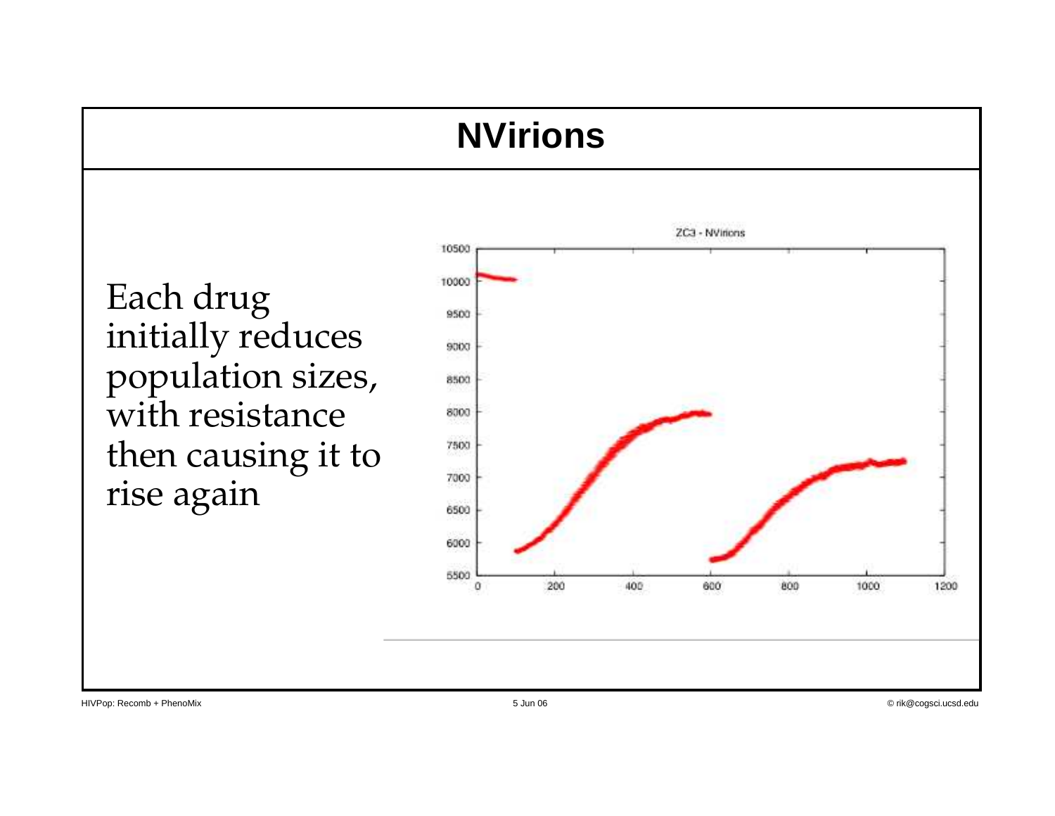# NVirions

Each drug initially reduces population sizes, with resistance then causing it to rise again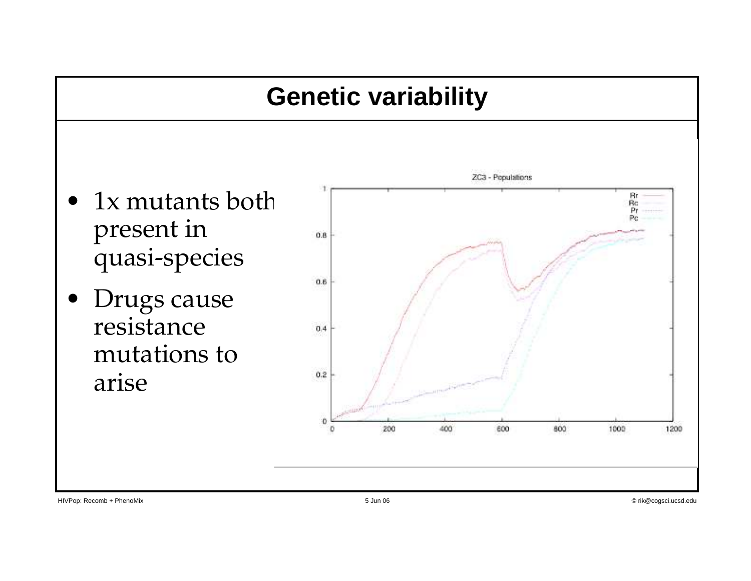# Genetic variability

- 1x mutants both present in quasi-species
- Drugs cause resistance mutations to arise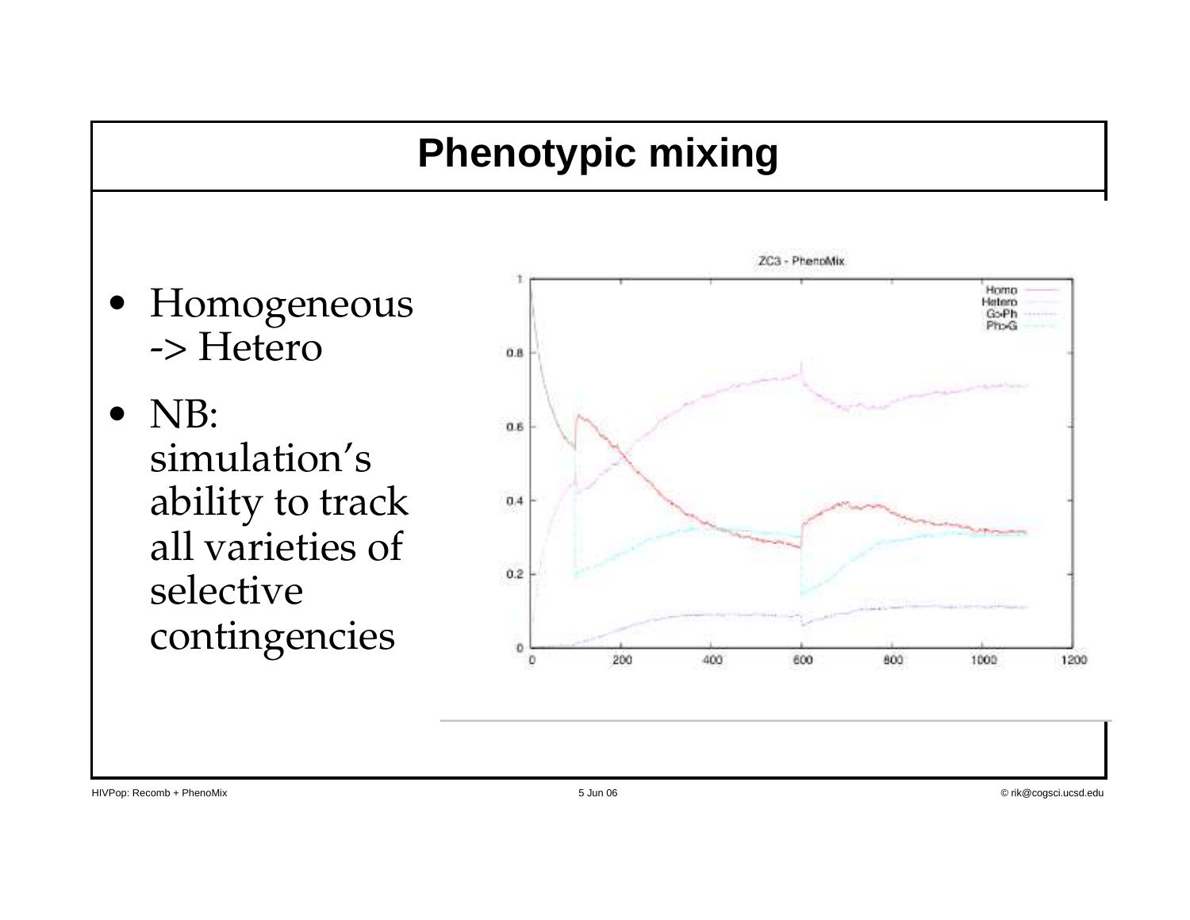# Phenotypic mixing

- Homogeneous -> Hetero
- NB: simulation's ability to track all varieties of selective contingencies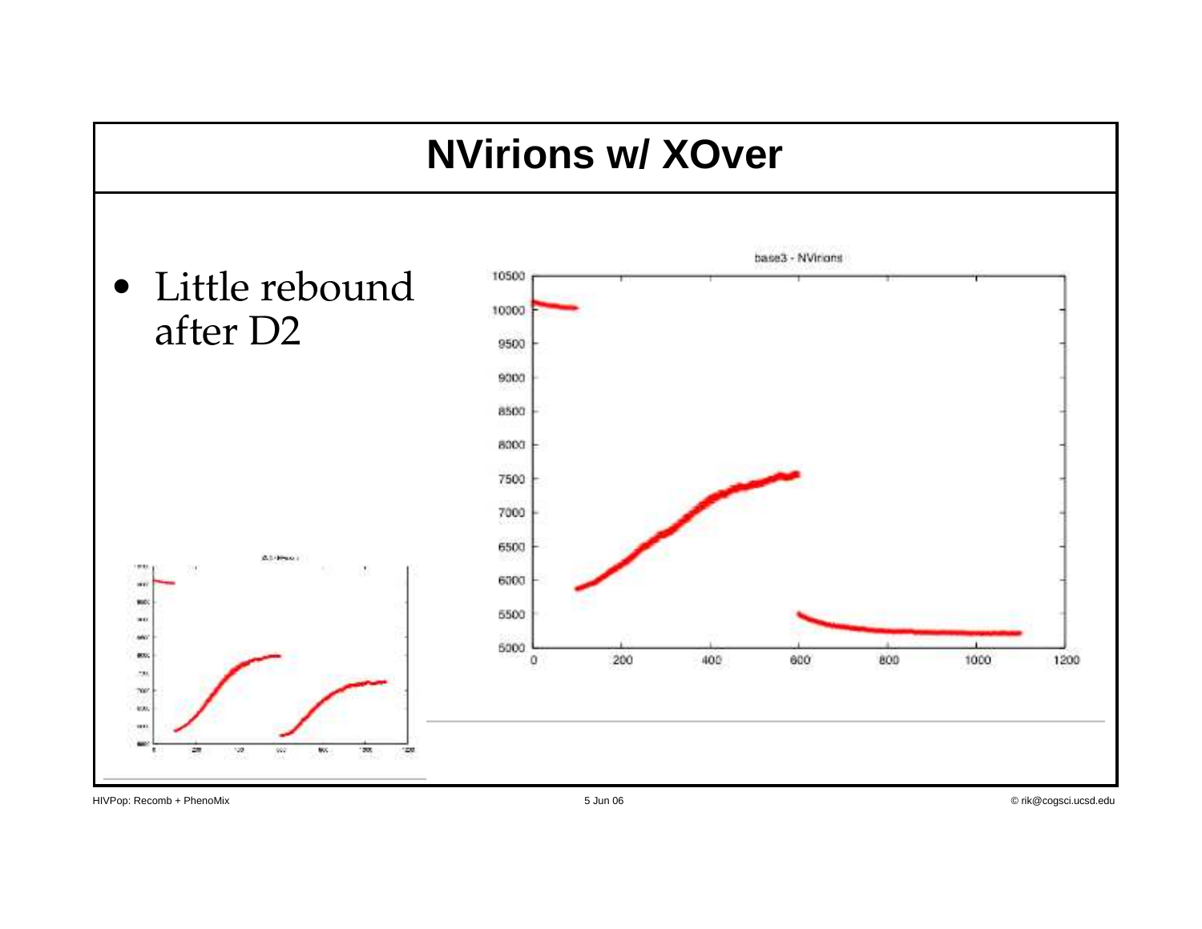# NVirions w/ XOver

- Little rebound after D2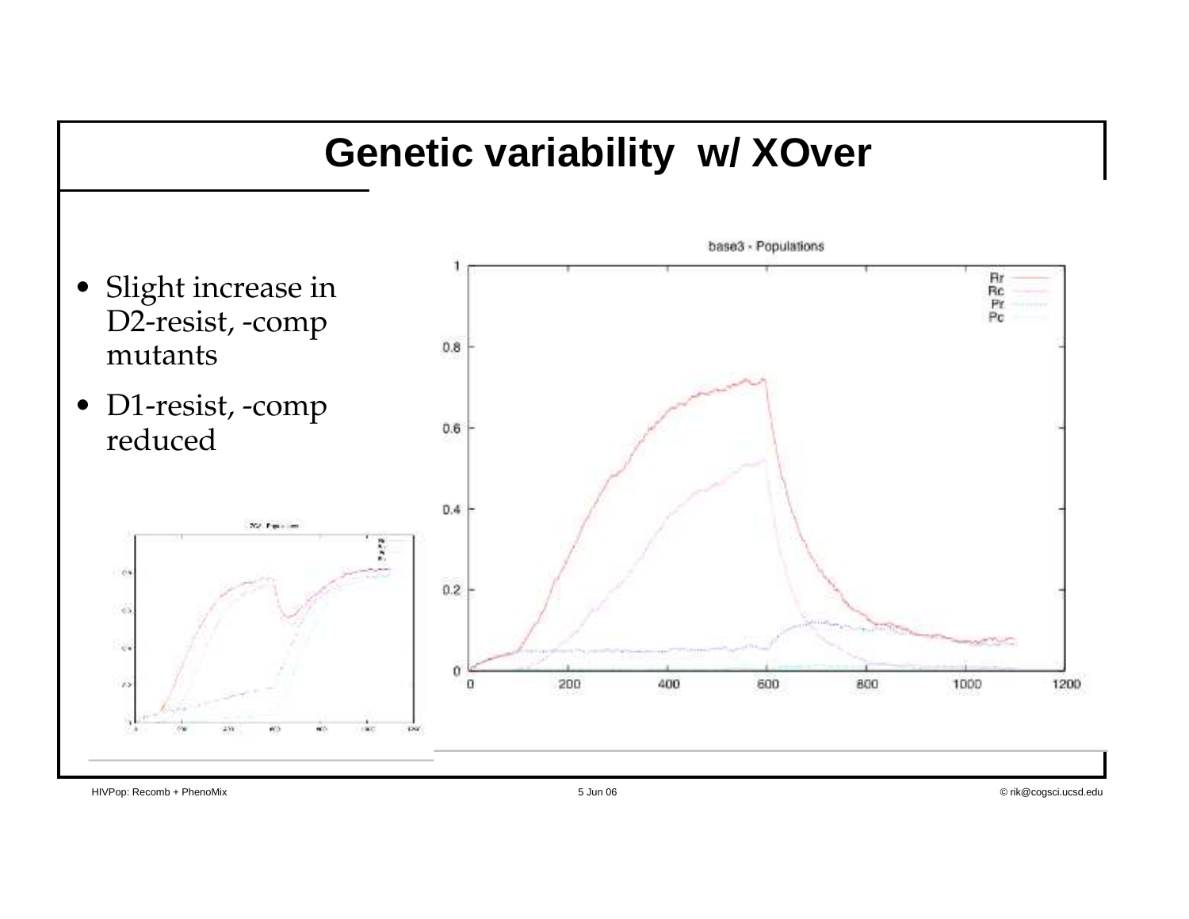# Genetic variability w/ XOver

- Slight increase in D2-resist, -comp mutants
- D1-resist, -comp reduced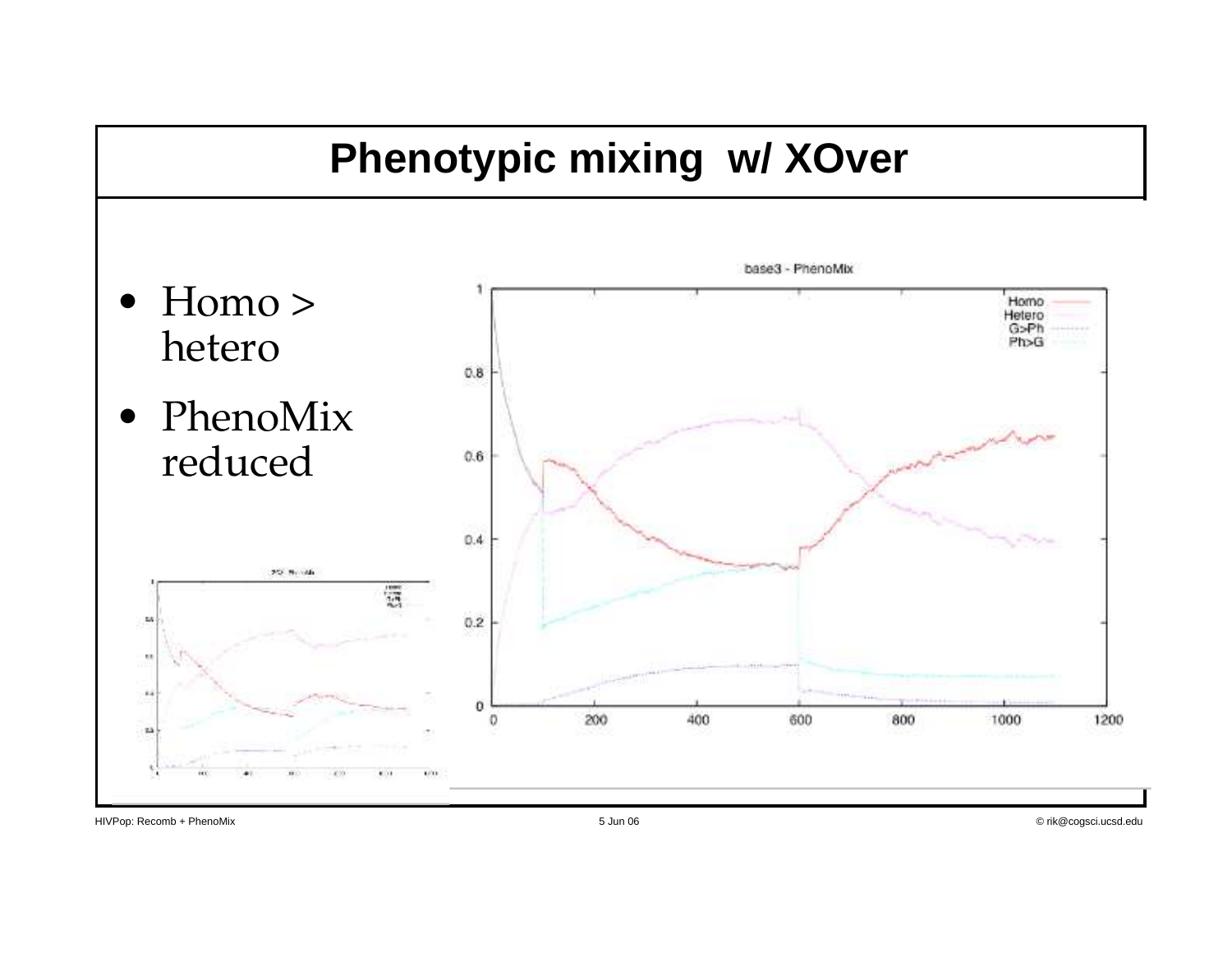# Phenotypic mixing w/ XOver

- Homo > hetero
- PhenoMix reduced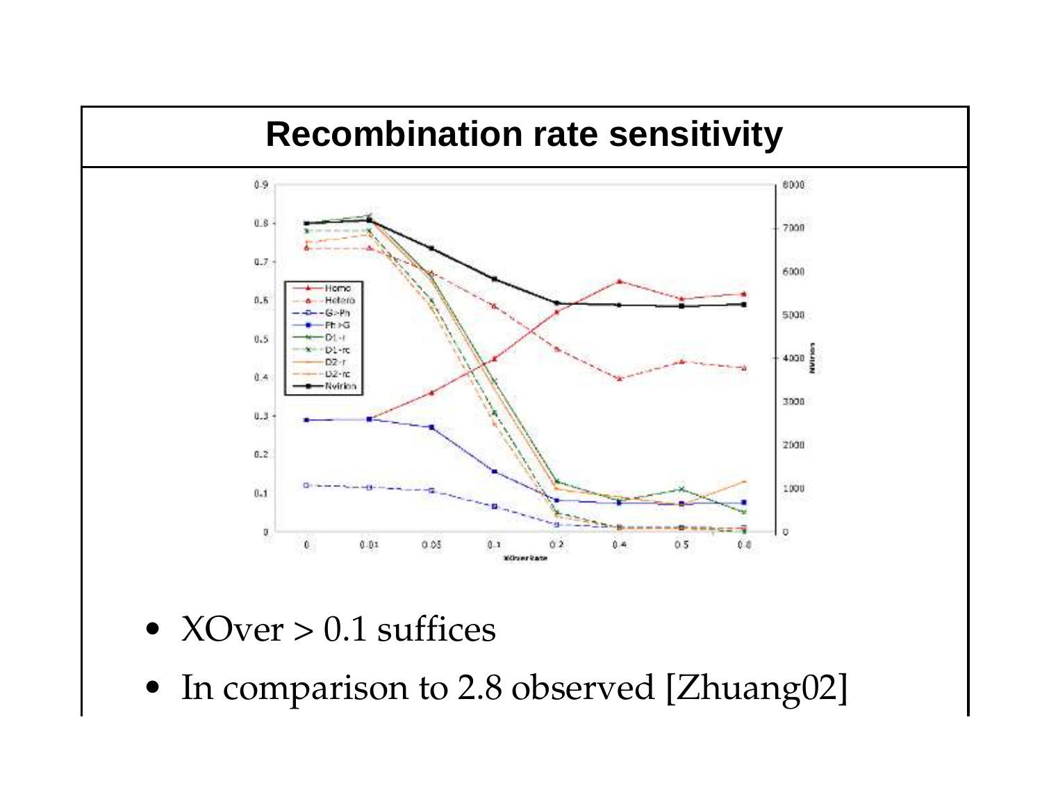# Recombination rate sensitivity

- XOver > 0.1 suffices
- In comparison to 2.8 observed [Zhuang02]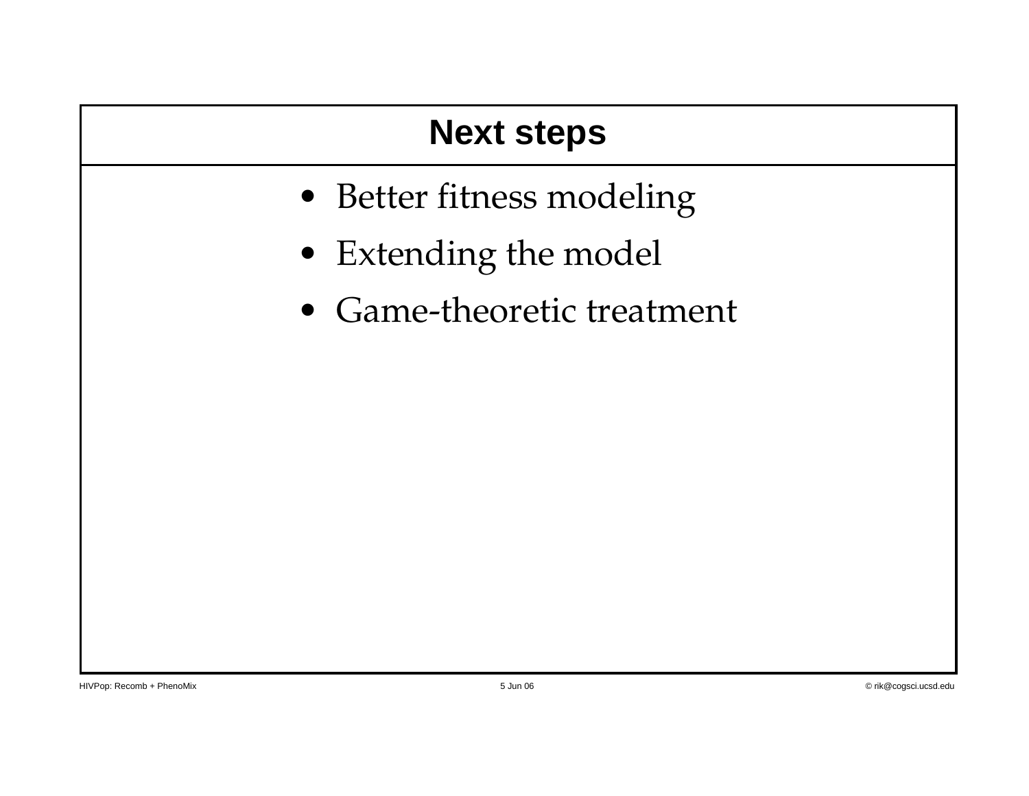# Next steps

- Better fitness modeling
- Extending the model
- Game-theoretic treatment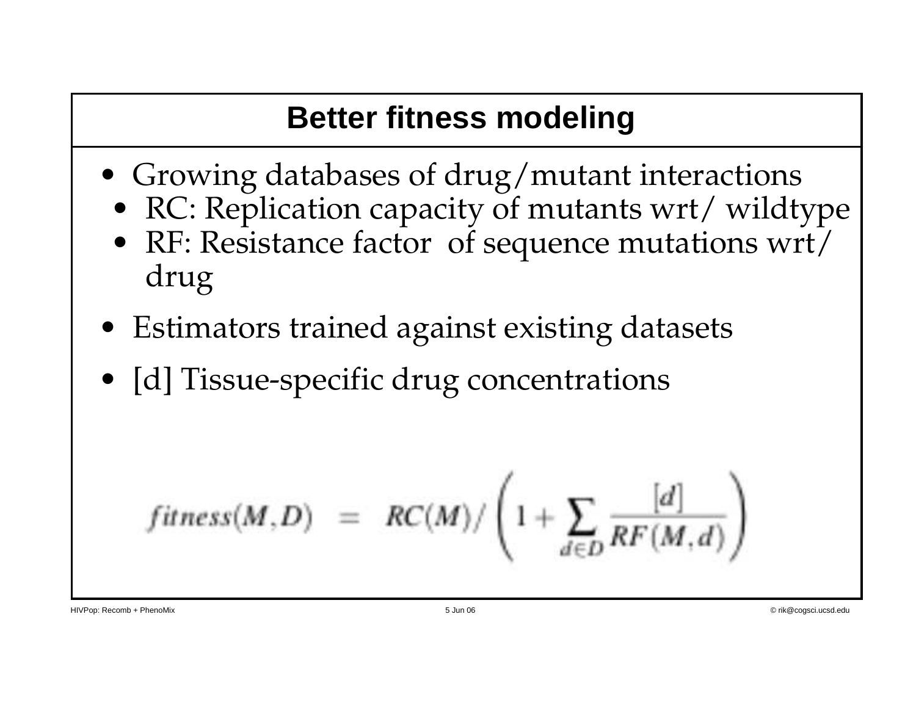## Better fitness modeling

- Growing databases of drug/mutant interactions
  - RC: Replication capacity of mutants wrt/ wildtype
  - RF: Resistance factor of sequence mutations wrt/ drug
- Estimators trained against existing datasets
- [d] Tissue-specific drug concentrations

$$fitness(M,D) = RC(M) / \left( 1 + \sum_{d \in D} \frac{[d]}{RF(M,d)} \right)$$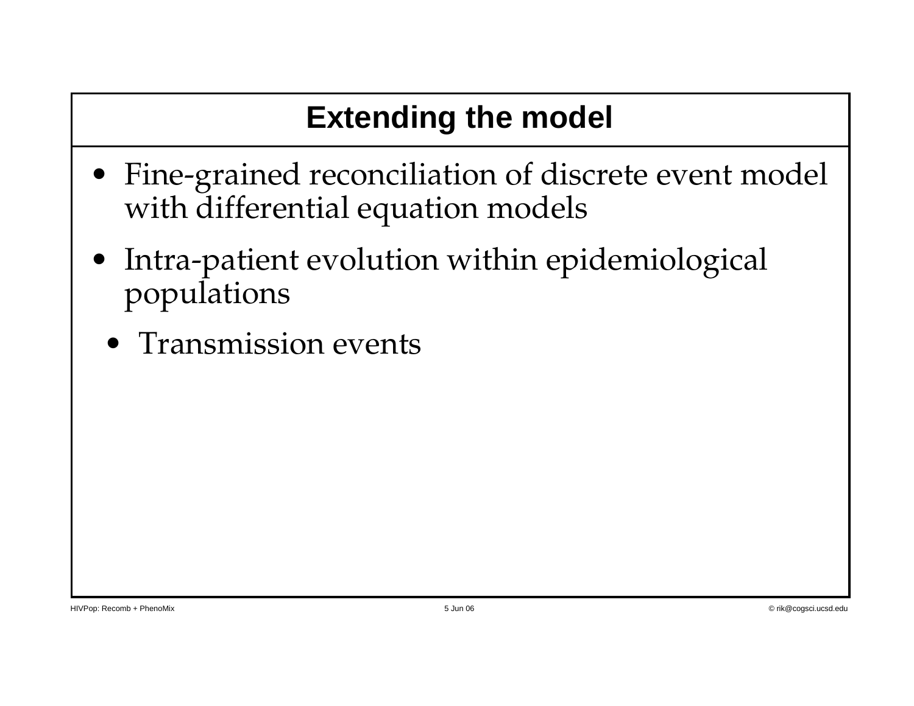# Extending the model

- Fine-grained reconciliation of discrete event model with differential equation models
- Intra-patient evolution within epidemiological populations
  - Transmission events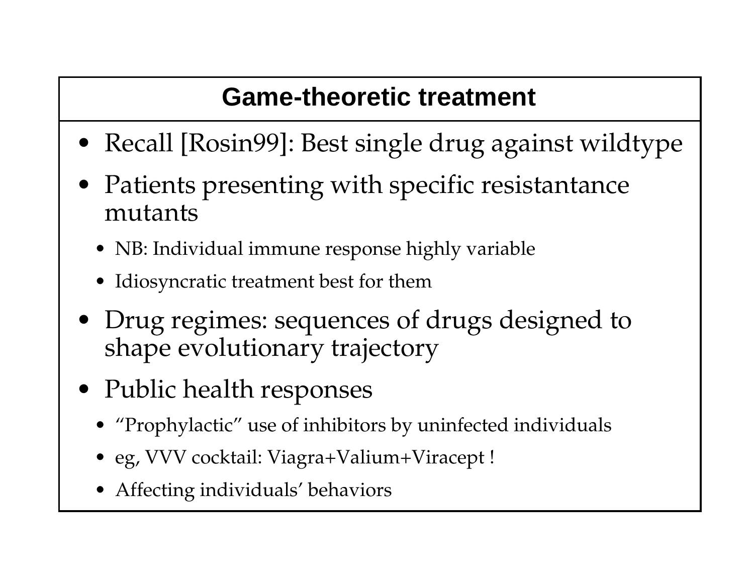# Game-theoretic treatment

- Recall [Rosin99]: Best single drug against wildtype
- Patients presenting with specific resistantance mutants
  - NB: Individual immune response highly variable
  - Idiosyncratic treatment best for them
- Drug regimes: sequences of drugs designed to shape evolutionary trajectory
- Public health responses
  - "Prophylactic" use of inhibitors by uninfected individuals
  - eg, VVV cocktail: Viagra+Valium+Viracept !
  - Affecting individuals' behaviors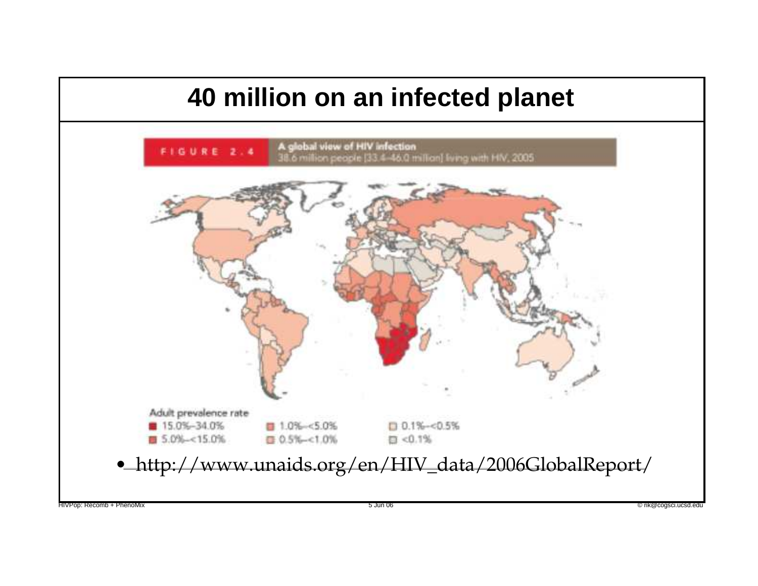# 40 million on an infected planet

FIGURE 2.4 A global view of HIV infection
38.6 million people [33.4–46.0 million] living with HIV, 2005

Adult prevalence rate
- 15.0%–34.0%
- 5.0%–<15.0%
- 1.0%–<5.0%
- 0.5%–<1.0%
- 0.1%–<0.5%
- <0.1%

- http://www.unaids.org/en/HIV_data/2006GlobalReport/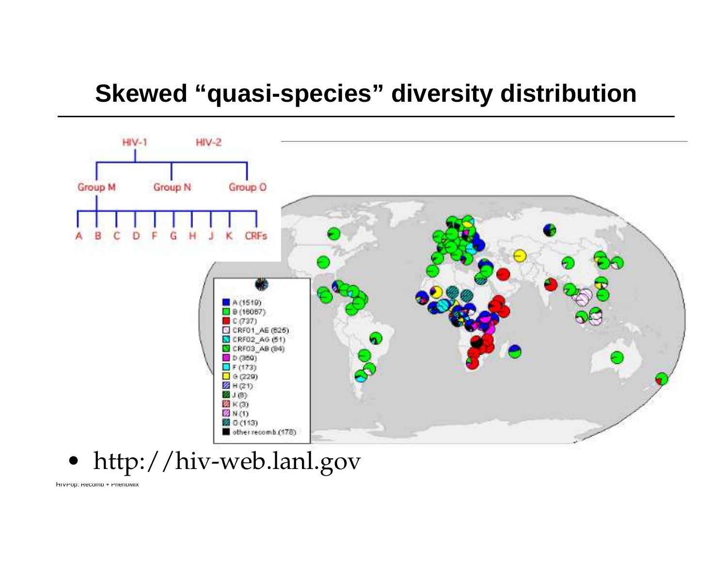# Skewed "quasi-species" diversity distribution

HIV-1 HIV-2

Group M Group N Group O

A B C D F G H J K CRFs

- A (1519)
- B (16067)
- C (737)
- CRF01_AE (625)
- CRF02_AG (51)
- CRF03_AB (94)
- D (359)
- F (173)
- G (229)
- H (21)
- J (8)
- K (3)
- N (1)
- O (113)
- other recomb.(178)

- http://hiv-web.lanl.gov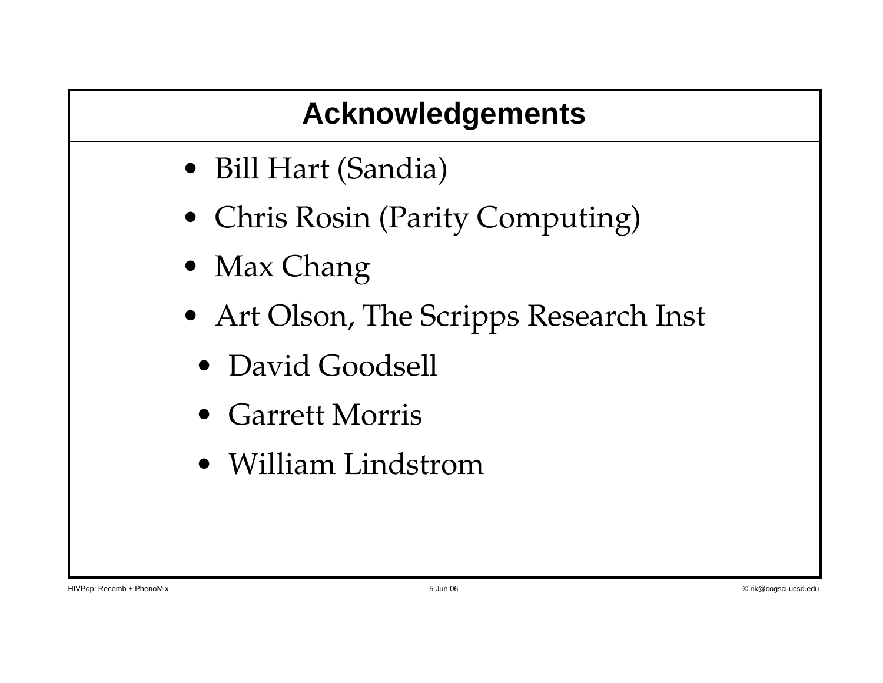# Acknowledgements

- Bill Hart (Sandia)
- Chris Rosin (Parity Computing)
- Max Chang
- Art Olson, The Scripps Research Inst
  - David Goodsell
  - Garrett Morris
  - William Lindstrom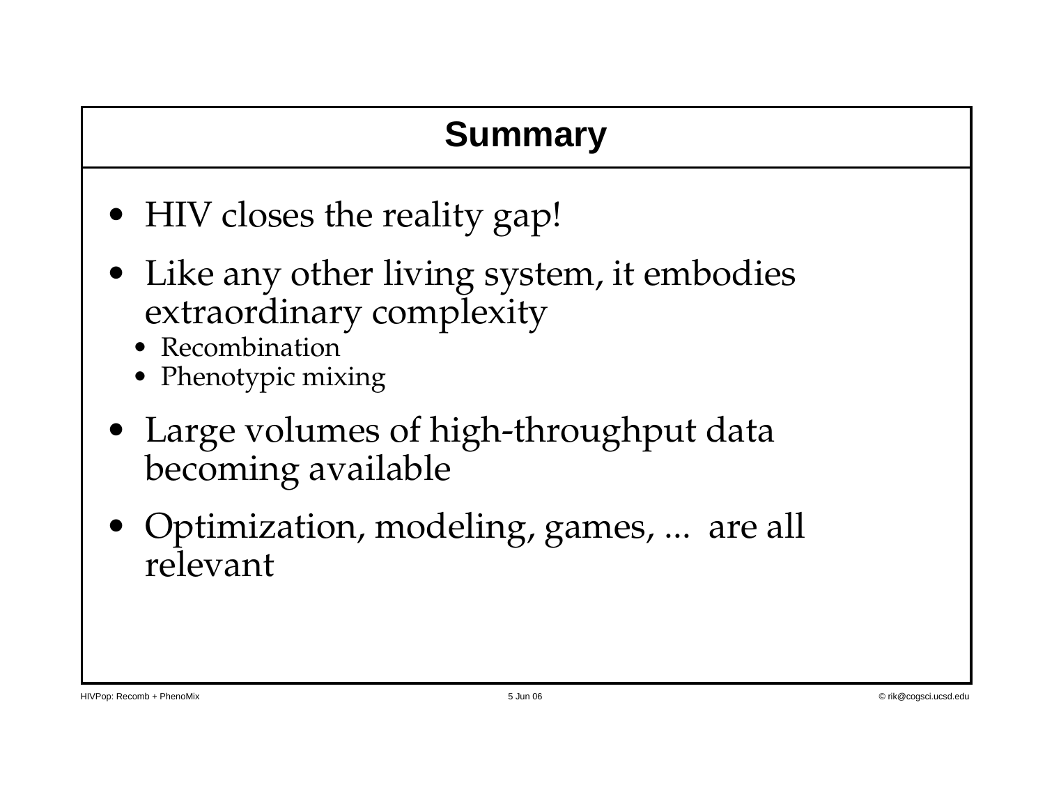## Summary

- HIV closes the reality gap!
- Like any other living system, it embodies extraordinary complexity
  - Recombination
  - Phenotypic mixing
- Large volumes of high-throughput data becoming available
- Optimization, modeling, games, ... are all relevant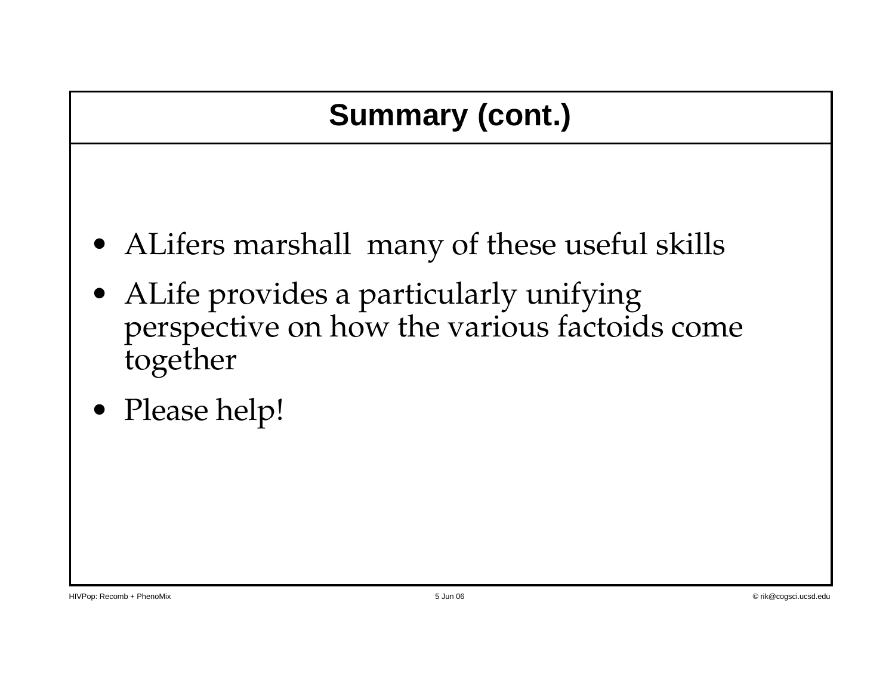## Summary (cont.)

- ALifers marshall many of these useful skills
- ALife provides a particularly unifying perspective on how the various factoids come together
- Please help!